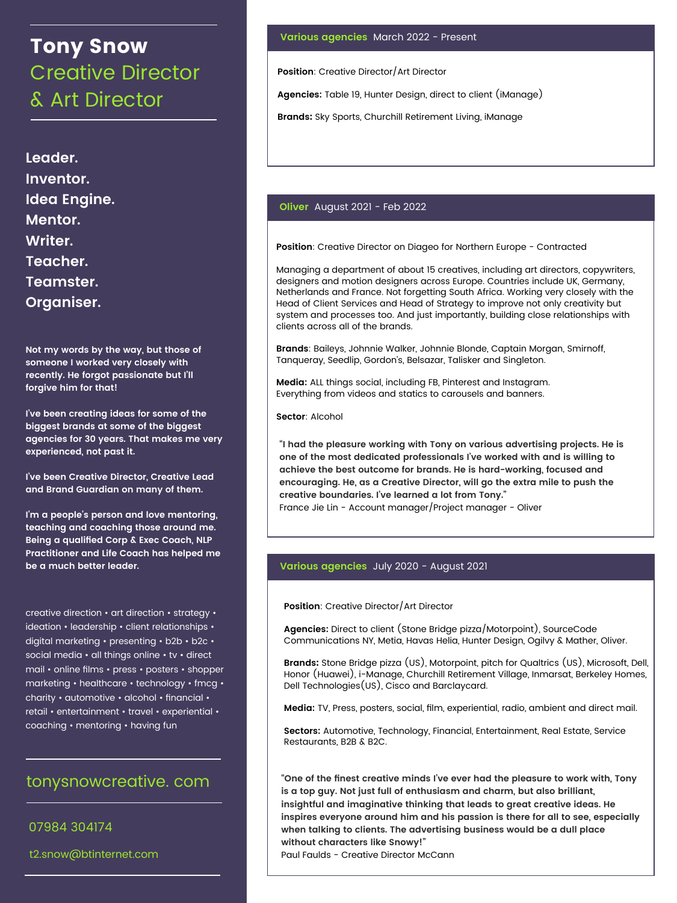# Tony Snow

## Creative Director & Art Director

**Leader.**
**Inventor.**
**Idea Engine.**
**Mentor.**
**Writer.**
**Teacher.**
**Teamster.**
**Organiser.**

**Not my words by the way, but those of someone I worked very closely with recently. He forgot passionate but I'll forgive him for that!**

**I've been creating ideas for some of the biggest brands at some of the biggest agencies for 30 years. That makes me very experienced, not past it.**

**I've been Creative Director, Creative Lead and Brand Guardian on many of them.**

**I'm a people's person and love mentoring, teaching and coaching those around me. Being a qualified Corp & Exec Coach, NLP Practitioner and Life Coach has helped me be a much better leader.**

creative direction • art direction • strategy • ideation • leadership • client relationships • digital marketing • presenting • b2b • b2c • social media • all things online • tv • direct mail • online films • press • posters • shopper marketing • healthcare • technology • fmcg • charity • automotive • alcohol • financial • retail • entertainment • travel • experiential • coaching • mentoring • having fun

tonysnowcreative. com

07984 304174

t2.snow@btinternet.com

---

### Various agencies March 2022 - Present

**Position**: Creative Director/Art Director

**Agencies:** Table 19, Hunter Design, direct to client (iManage)

**Brands:** Sky Sports, Churchill Retirement Living, iManage

### Oliver August 2021 - Feb 2022

**Position**: Creative Director on Diageo for Northern Europe - Contracted

Managing a department of about 15 creatives, including art directors, copywriters, designers and motion designers across Europe. Countries include UK, Germany, Netherlands and France. Not forgetting South Africa. Working very closely with the Head of Client Services and Head of Strategy to improve not only creativity but system and processes too. And just importantly, building close relationships with clients across all of the brands.

**Brands**: Baileys, Johnnie Walker, Johnnie Blonde, Captain Morgan, Smirnoff, Tanqueray, Seedlip, Gordon's, Belsazar, Talisker and Singleton.

**Media:** ALL things social, including FB, Pinterest and Instagram.
Everything from videos and statics to carousels and banners.

**Sector**: Alcohol

**"I had the pleasure working with Tony on various advertising projects. He is one of the most dedicated professionals I've worked with and is willing to achieve the best outcome for brands. He is hard-working, focused and encouraging. He, as a Creative Director, will go the extra mile to push the creative boundaries. I've learned a lot from Tony."**
France Jie Lin - Account manager/Project manager - Oliver

### Various agencies July 2020 - August 2021

**Position**: Creative Director/Art Director

**Agencies:** Direct to client (Stone Bridge pizza/Motorpoint), SourceCode Communications NY, Metia, Havas Helia, Hunter Design, Ogilvy & Mather, Oliver.

**Brands:** Stone Bridge pizza (US), Motorpoint, pitch for Qualtrics (US), Microsoft, Dell, Honor (Huawei), i-Manage, Churchill Retirement Village, Inmarsat, Berkeley Homes, Dell Technologies(US), Cisco and Barclaycard.

**Media:** TV, Press, posters, social, film, experiential, radio, ambient and direct mail.

**Sectors:** Automotive, Technology, Financial, Entertainment, Real Estate, Service Restaurants, B2B & B2C.

**"One of the finest creative minds I've ever had the pleasure to work with, Tony is a top guy. Not just full of enthusiasm and charm, but also brilliant, insightful and imaginative thinking that leads to great creative ideas. He inspires everyone around him and his passion is there for all to see, especially when talking to clients. The advertising business would be a dull place without characters like Snowy!"**
Paul Faulds - Creative Director McCann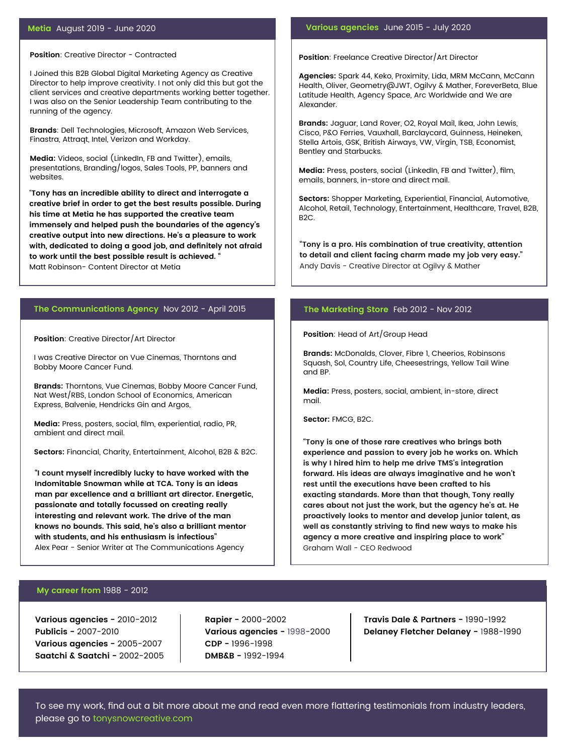## Metia August 2019 - June 2020

**Position**: Creative Director - Contracted

I Joined this B2B Global Digital Marketing Agency as Creative Director to help improve creativity. I not only did this but got the client services and creative departments working better together. I was also on the Senior Leadership Team contributing to the running of the agency.

**Brands**: Dell Technologies, Microsoft, Amazon Web Services, Finastra, Attraqt, Intel, Verizon and Workday.

**Media:** Videos, social (LinkedIn, FB and Twitter), emails, presentations, Branding/logos, Sales Tools, PP, banners and websites.

**"Tony has an incredible ability to direct and interrogate a creative brief in order to get the best results possible. During his time at Metia he has supported the creative team immensely and helped push the boundaries of the agency's creative output into new directions. He's a pleasure to work with, dedicated to doing a good job, and definitely not afraid to work until the best possible result is achieved. "**
Matt Robinson- Content Director at Metia

## Various agencies June 2015 - July 2020

**Position**: Freelance Creative Director/Art Director

**Agencies:** Spark 44, Keko, Proximity, Lida, MRM McCann, McCann Health, Oliver, Geometry@JWT, Ogilvy & Mather, ForeverBeta, Blue Latitude Health, Agency Space, Arc Worldwide and We are Alexander.

**Brands:** Jaguar, Land Rover, O2, Royal Mail, Ikea, John Lewis, Cisco, P&O Ferries, Vauxhall, Barclaycard, Guinness, Heineken, Stella Artois, GSK, British Airways, VW, Virgin, TSB, Economist, Bentley and Starbucks.

**Media:** Press, posters, social (LinkedIn, FB and Twitter), film, emails, banners, in-store and direct mail.

**Sectors:** Shopper Marketing, Experiential, Financial, Automotive, Alcohol, Retail, Technology, Entertainment, Healthcare, Travel, B2B, B2C.

**"Tony is a pro. His combination of true creativity, attention to detail and client facing charm made my job very easy."**
Andy Davis - Creative Director at Ogilvy & Mather

## The Communications Agency Nov 2012 - April 2015

**Position**: Creative Director/Art Director

I was Creative Director on Vue Cinemas, Thorntons and Bobby Moore Cancer Fund.

**Brands:** Thorntons, Vue Cinemas, Bobby Moore Cancer Fund, Nat West/RBS, London School of Economics, American Express, Balvenie, Hendricks Gin and Argos,

**Media:** Press, posters, social, film, experiential, radio, PR, ambient and direct mail.

**Sectors:** Financial, Charity, Entertainment, Alcohol, B2B & B2C.

**"I count myself incredibly lucky to have worked with the Indomitable Snowman while at TCA. Tony is an ideas man par excellence and a brilliant art director. Energetic, passionate and totally focussed on creating really interesting and relevant work. The drive of the man knows no bounds. This said, he's also a brilliant mentor with students, and his enthusiasm is infectious"**
Alex Pear - Senior Writer at The Communications Agency

## The Marketing Store Feb 2012 - Nov 2012

**Position**: Head of Art/Group Head

**Brands:** McDonalds, Clover, Fibre 1, Cheerios, Robinsons Squash, Sol, Country Life, Cheesestrings, Yellow Tail Wine and BP.

**Media:** Press, posters, social, ambient, in-store, direct mail.

**Sector:** FMCG, B2C.

**"Tony is one of those rare creatives who brings both experience and passion to every job he works on. Which is why I hired him to help me drive TMS's integration forward. His ideas are always imaginative and he won't rest until the executions have been crafted to his exacting standards. More than that though, Tony really cares about not just the work, but the agency he's at. He proactively looks to mentor and develop junior talent, as well as constantly striving to find new ways to make his agency a more creative and inspiring place to work"**
Graham Wall - CEO Redwood

## My career from 1988 - 2012

**Various agencies -** 2010-2012
**Publicis -** 2007-2010
**Various agencies -** 2005-2007
**Saatchi & Saatchi -** 2002-2005

**Rapier -** 2000-2002
**Various agencies -** 1998-2000
**CDP -** 1996-1998
**DMB&B -** 1992-1994

**Travis Dale & Partners -** 1990-1992
**Delaney Fletcher Delaney -** 1988-1990

To see my work, find out a bit more about me and read even more flattering testimonials from industry leaders, please go to tonysnowcreative.com